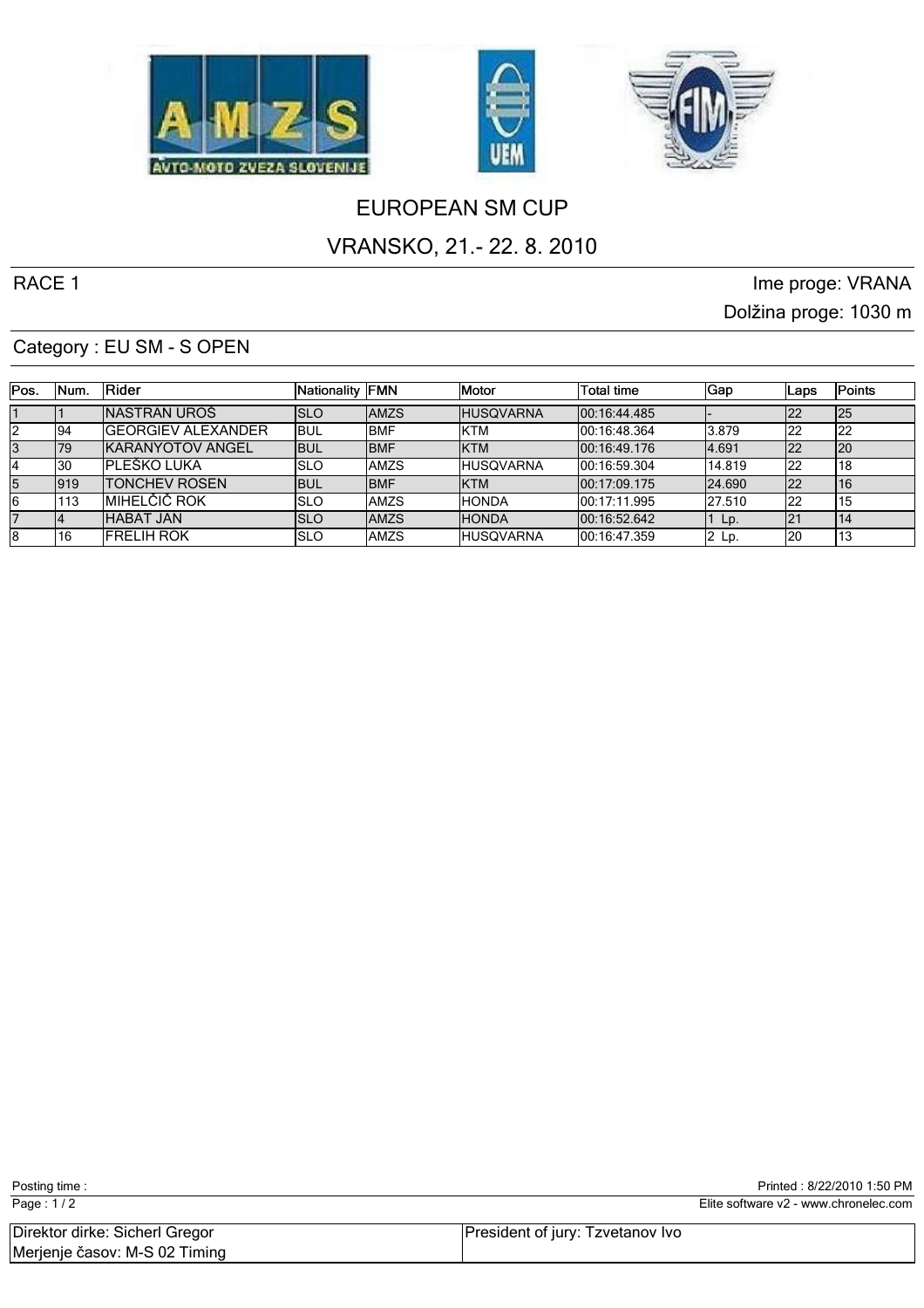# EUROPEAN SM CUP

## VRANSKO, 21.- 22. 8. 2010

RACE 1

Ime proge: VRANA

Dolžina proge: 1030 m

Category : EU SM - S OPEN

| Pos. | Num. | Rider | Nationality | FMN | Motor | Total time | Gap | Laps | Points |
|---|---|---|---|---|---|---|---|---|---|
| 1 | 1 | NASTRAN UROŠ | SLO | AMZS | HUSQVARNA | 00:16:44.485 | - | 22 | 25 |
| 2 | 94 | GEORGIEV ALEXANDER | BUL | BMF | KTM | 00:16:48.364 | 3.879 | 22 | 22 |
| 3 | 79 | KARANYOTOV ANGEL | BUL | BMF | KTM | 00:16:49.176 | 4.691 | 22 | 20 |
| 4 | 30 | PLEŠKO LUKA | SLO | AMZS | HUSQVARNA | 00:16:59.304 | 14.819 | 22 | 18 |
| 5 | 919 | TONCHEV ROSEN | BUL | BMF | KTM | 00:17:09.175 | 24.690 | 22 | 16 |
| 6 | 113 | MIHELČIČ ROK | SLO | AMZS | HONDA | 00:17:11.995 | 27.510 | 22 | 15 |
| 7 | 4 | HABAT JAN | SLO | AMZS | HONDA | 00:16:52.642 | 1 Lp. | 21 | 14 |
| 8 | 16 | FRELIH ROK | SLO | AMZS | HUSQVARNA | 00:16:47.359 | 2 Lp. | 20 | 13 |

Posting time :

Printed : 8/22/2010 1:50 PM

Elite software v2 - www.chronelec.com

| Direktor dirke: Sicherl Gregor | President of jury: Tzvetanov Ivo |
|---|---|
| Merjenje časov: M-S 02 Timing | |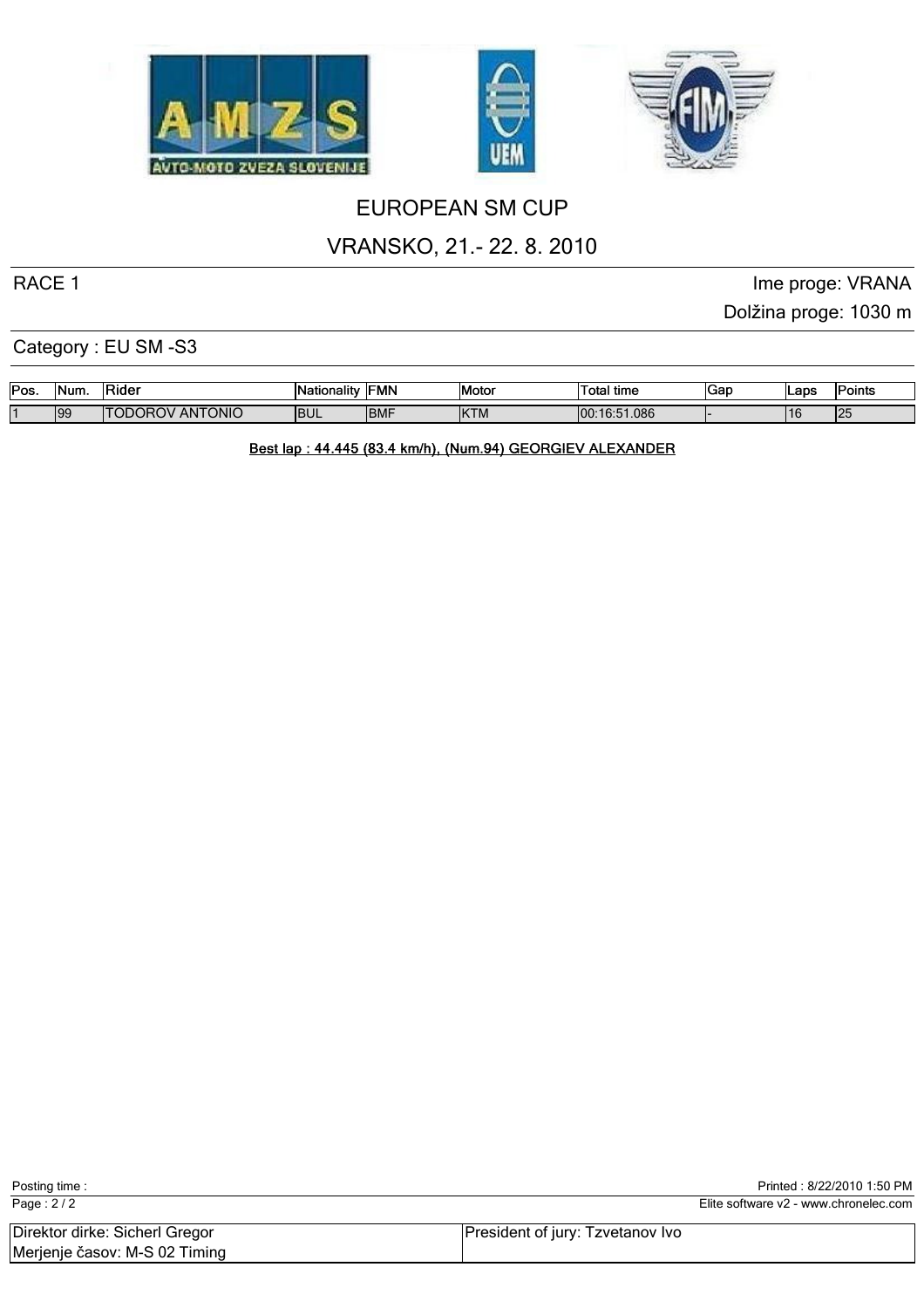# EUROPEAN SM CUP

## VRANSKO, 21.- 22. 8. 2010

RACE 1

Ime proge: VRANA

Dolžina proge: 1030 m

Category : EU SM -S3

| Pos. | Num. | Rider | Nationality | FMN | Motor | Total time | Gap | Laps | Points |
|---|---|---|---|---|---|---|---|---|---|
| 1 | 99 | TODOROV ANTONIO | BUL | BMF | KTM | 00:16:51.086 | - | 16 | 25 |

Best lap : 44.445 (83.4 km/h), (Num.94) GEORGIEV ALEXANDER

Posting time :

Printed : 8/22/2010 1:50 PM

Elite software v2 - www.chronelec.com

| | |
|---|---|
| Direktor dirke: Sicherl Gregor<br>Merjenje časov: M-S 02 Timing | President of jury: Tzvetanov Ivo |